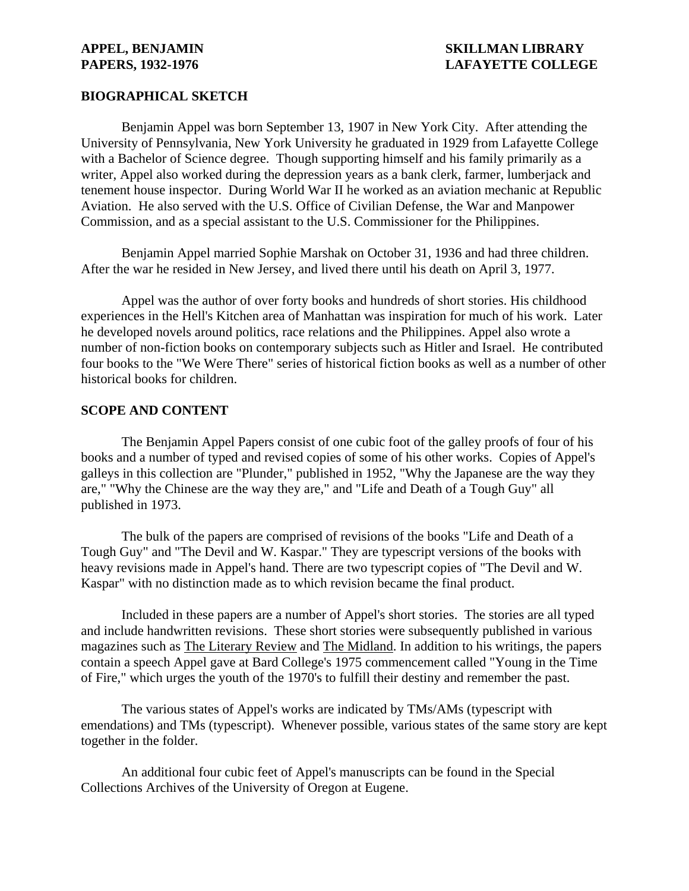**APPEL, BENJAMIN** **SKILLMAN LIBRARY**
**PAPERS, 1932-1976** **LAFAYETTE COLLEGE**

## BIOGRAPHICAL SKETCH

Benjamin Appel was born September 13, 1907 in New York City. After attending the University of Pennsylvania, New York University he graduated in 1929 from Lafayette College with a Bachelor of Science degree. Though supporting himself and his family primarily as a writer, Appel also worked during the depression years as a bank clerk, farmer, lumberjack and tenement house inspector. During World War II he worked as an aviation mechanic at Republic Aviation. He also served with the U.S. Office of Civilian Defense, the War and Manpower Commission, and as a special assistant to the U.S. Commissioner for the Philippines.

Benjamin Appel married Sophie Marshak on October 31, 1936 and had three children. After the war he resided in New Jersey, and lived there until his death on April 3, 1977.

Appel was the author of over forty books and hundreds of short stories. His childhood experiences in the Hell's Kitchen area of Manhattan was inspiration for much of his work. Later he developed novels around politics, race relations and the Philippines. Appel also wrote a number of non-fiction books on contemporary subjects such as Hitler and Israel. He contributed four books to the "We Were There" series of historical fiction books as well as a number of other historical books for children.

## SCOPE AND CONTENT

The Benjamin Appel Papers consist of one cubic foot of the galley proofs of four of his books and a number of typed and revised copies of some of his other works. Copies of Appel's galleys in this collection are "Plunder," published in 1952, "Why the Japanese are the way they are," "Why the Chinese are the way they are," and "Life and Death of a Tough Guy" all published in 1973.

The bulk of the papers are comprised of revisions of the books "Life and Death of a Tough Guy" and "The Devil and W. Kaspar." They are typescript versions of the books with heavy revisions made in Appel's hand. There are two typescript copies of "The Devil and W. Kaspar" with no distinction made as to which revision became the final product.

Included in these papers are a number of Appel's short stories. The stories are all typed and include handwritten revisions. These short stories were subsequently published in various magazines such as The Literary Review and The Midland. In addition to his writings, the papers contain a speech Appel gave at Bard College's 1975 commencement called "Young in the Time of Fire," which urges the youth of the 1970's to fulfill their destiny and remember the past.

The various states of Appel's works are indicated by TMs/AMs (typescript with emendations) and TMs (typescript). Whenever possible, various states of the same story are kept together in the folder.

An additional four cubic feet of Appel's manuscripts can be found in the Special Collections Archives of the University of Oregon at Eugene.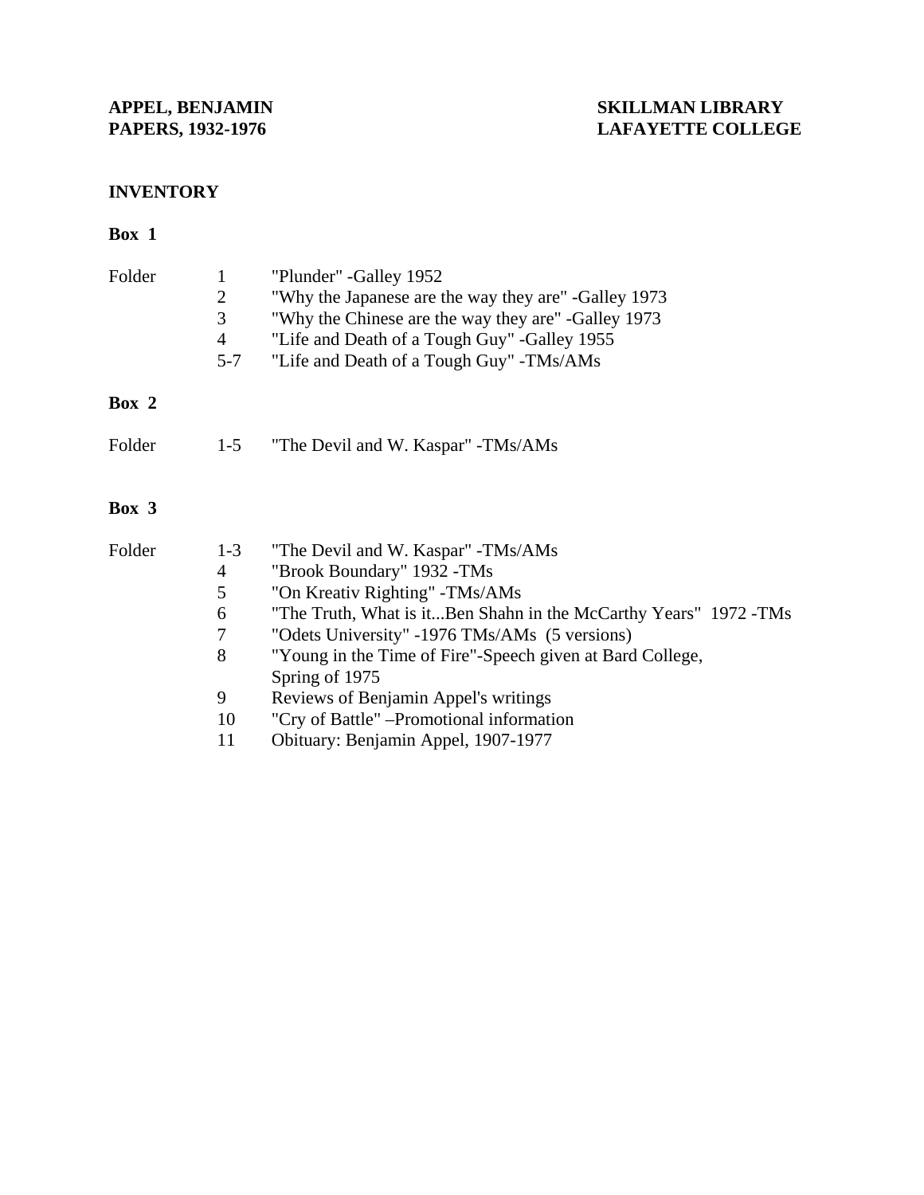**APPEL, BENJAMIN**
**PAPERS, 1932-1976**

**SKILLMAN LIBRARY**
**LAFAYETTE COLLEGE**

## INVENTORY

### Box 1

| | | |
|---|---|---|
| Folder | 1 | "Plunder" -Galley 1952 |
| | 2 | "Why the Japanese are the way they are" -Galley 1973 |
| | 3 | "Why the Chinese are the way they are" -Galley 1973 |
| | 4 | "Life and Death of a Tough Guy" -Galley 1955 |
| | 5-7 | "Life and Death of a Tough Guy" -TMs/AMs |

### Box 2

| | | |
|---|---|---|
| Folder | 1-5 | "The Devil and W. Kaspar" -TMs/AMs |

### Box 3

| | | |
|---|---|---|
| Folder | 1-3 | "The Devil and W. Kaspar" -TMs/AMs |
| | 4 | "Brook Boundary" 1932 -TMs |
| | 5 | "On Kreativ Righting" -TMs/AMs |
| | 6 | "The Truth, What is it...Ben Shahn in the McCarthy Years" 1972 -TMs |
| | 7 | "Odets University" -1976 TMs/AMs (5 versions) |
| | 8 | "Young in the Time of Fire"-Speech given at Bard College, Spring of 1975 |
| | 9 | Reviews of Benjamin Appel's writings |
| | 10 | "Cry of Battle" –Promotional information |
| | 11 | Obituary: Benjamin Appel, 1907-1977 |